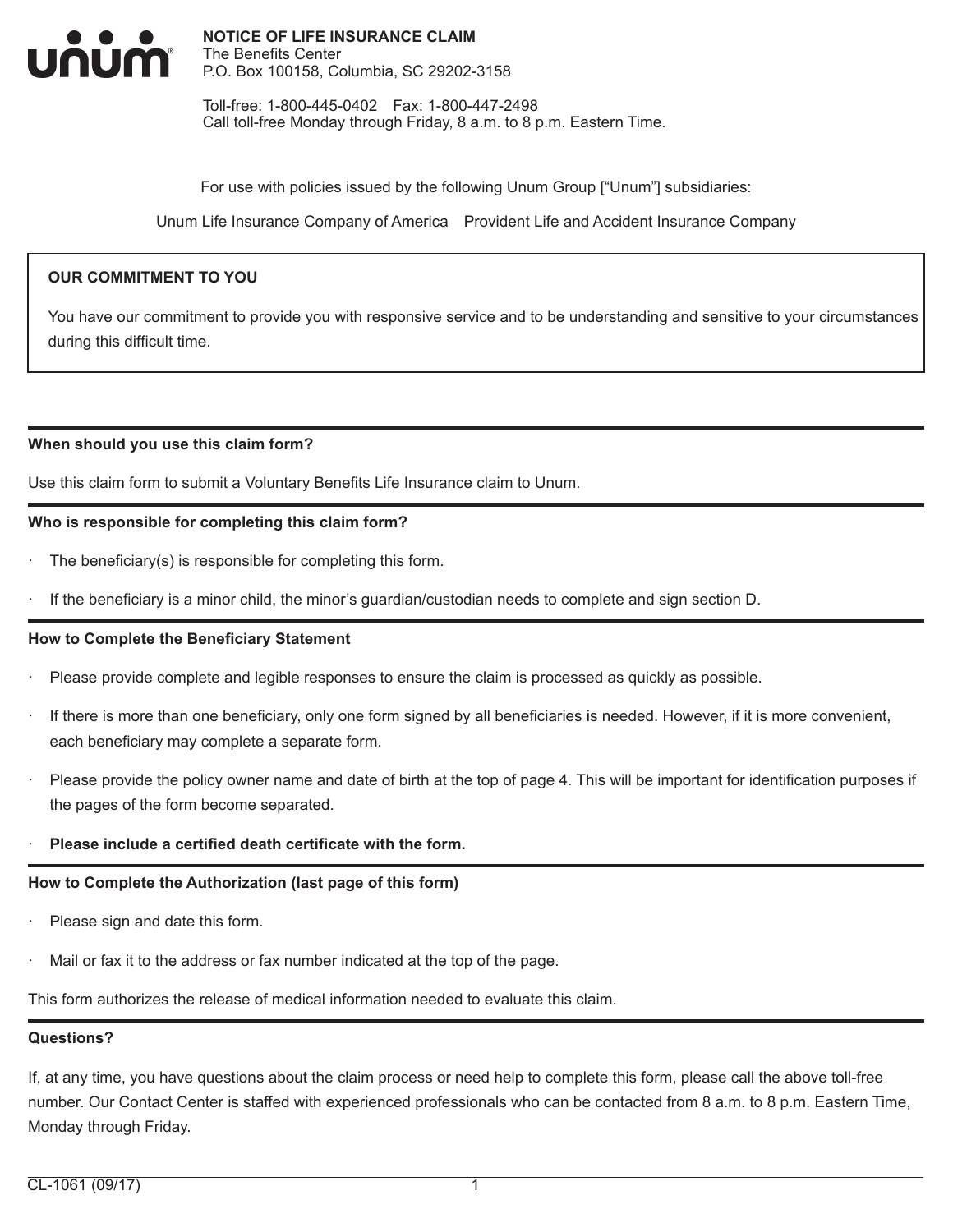# NOTICE OF LIFE INSURANCE CLAIM

The Benefits Center
P.O. Box 100158, Columbia, SC 29202-3158

Toll-free: 1-800-445-0402 Fax: 1-800-447-2498
Call toll-free Monday through Friday, 8 a.m. to 8 p.m. Eastern Time.

For use with policies issued by the following Unum Group ["Unum"] subsidiaries:

Unum Life Insurance Company of America  Provident Life and Accident Insurance Company

**OUR COMMITMENT TO YOU**

You have our commitment to provide you with responsive service and to be understanding and sensitive to your circumstances during this difficult time.

### When should you use this claim form?

Use this claim form to submit a Voluntary Benefits Life Insurance claim to Unum.

### Who is responsible for completing this claim form?

- The beneficiary(s) is responsible for completing this form.
- If the beneficiary is a minor child, the minor's guardian/custodian needs to complete and sign section D.

### How to Complete the Beneficiary Statement

- Please provide complete and legible responses to ensure the claim is processed as quickly as possible.
- If there is more than one beneficiary, only one form signed by all beneficiaries is needed. However, if it is more convenient, each beneficiary may complete a separate form.
- Please provide the policy owner name and date of birth at the top of page 4. This will be important for identification purposes if the pages of the form become separated.
- **Please include a certified death certificate with the form.**

### How to Complete the Authorization (last page of this form)

- Please sign and date this form.
- Mail or fax it to the address or fax number indicated at the top of the page.

This form authorizes the release of medical information needed to evaluate this claim.

### Questions?

If, at any time, you have questions about the claim process or need help to complete this form, please call the above toll-free number. Our Contact Center is staffed with experienced professionals who can be contacted from 8 a.m. to 8 p.m. Eastern Time, Monday through Friday.

CL-1061 (09/17)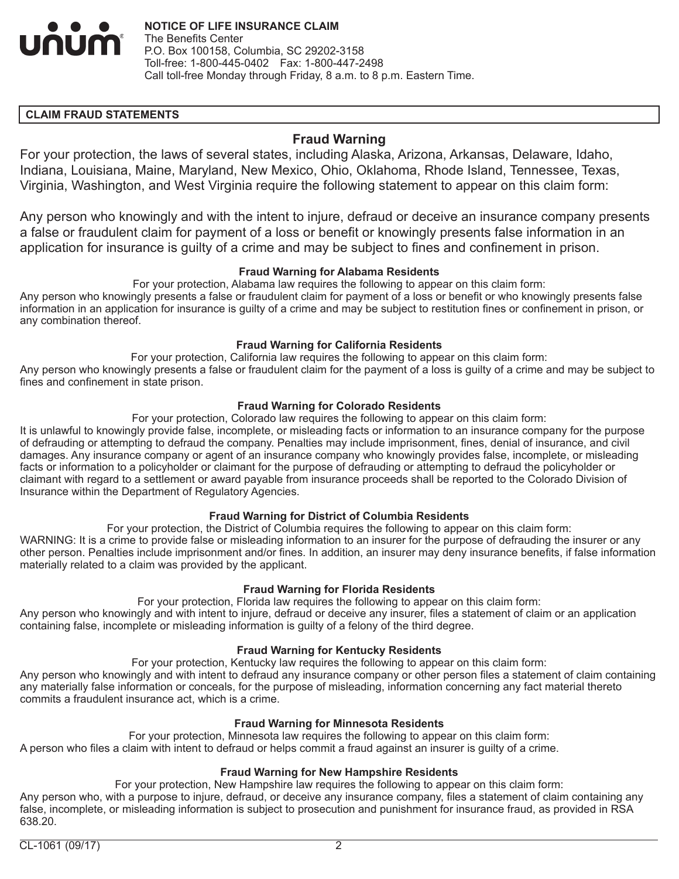**NOTICE OF LIFE INSURANCE CLAIM**
The Benefits Center
P.O. Box 100158, Columbia, SC 29202-3158
Toll-free: 1-800-445-0402 Fax: 1-800-447-2498
Call toll-free Monday through Friday, 8 a.m. to 8 p.m. Eastern Time.

## CLAIM FRAUD STATEMENTS

### Fraud Warning

For your protection, the laws of several states, including Alaska, Arizona, Arkansas, Delaware, Idaho, Indiana, Louisiana, Maine, Maryland, New Mexico, Ohio, Oklahoma, Rhode Island, Tennessee, Texas, Virginia, Washington, and West Virginia require the following statement to appear on this claim form:

Any person who knowingly and with the intent to injure, defraud or deceive an insurance company presents a false or fraudulent claim for payment of a loss or benefit or knowingly presents false information in an application for insurance is guilty of a crime and may be subject to fines and confinement in prison.

#### Fraud Warning for Alabama Residents

For your protection, Alabama law requires the following to appear on this claim form:
Any person who knowingly presents a false or fraudulent claim for payment of a loss or benefit or who knowingly presents false information in an application for insurance is guilty of a crime and may be subject to restitution fines or confinement in prison, or any combination thereof.

#### Fraud Warning for California Residents

For your protection, California law requires the following to appear on this claim form:
Any person who knowingly presents a false or fraudulent claim for the payment of a loss is guilty of a crime and may be subject to fines and confinement in state prison.

#### Fraud Warning for Colorado Residents

For your protection, Colorado law requires the following to appear on this claim form:
It is unlawful to knowingly provide false, incomplete, or misleading facts or information to an insurance company for the purpose of defrauding or attempting to defraud the company. Penalties may include imprisonment, fines, denial of insurance, and civil damages. Any insurance company or agent of an insurance company who knowingly provides false, incomplete, or misleading facts or information to a policyholder or claimant for the purpose of defrauding or attempting to defraud the policyholder or claimant with regard to a settlement or award payable from insurance proceeds shall be reported to the Colorado Division of Insurance within the Department of Regulatory Agencies.

#### Fraud Warning for District of Columbia Residents

For your protection, the District of Columbia requires the following to appear on this claim form:
WARNING: It is a crime to provide false or misleading information to an insurer for the purpose of defrauding the insurer or any other person. Penalties include imprisonment and/or fines. In addition, an insurer may deny insurance benefits, if false information materially related to a claim was provided by the applicant.

#### Fraud Warning for Florida Residents

For your protection, Florida law requires the following to appear on this claim form:
Any person who knowingly and with intent to injure, defraud or deceive any insurer, files a statement of claim or an application containing false, incomplete or misleading information is guilty of a felony of the third degree.

#### Fraud Warning for Kentucky Residents

For your protection, Kentucky law requires the following to appear on this claim form:
Any person who knowingly and with intent to defraud any insurance company or other person files a statement of claim containing any materially false information or conceals, for the purpose of misleading, information concerning any fact material thereto commits a fraudulent insurance act, which is a crime.

#### Fraud Warning for Minnesota Residents

For your protection, Minnesota law requires the following to appear on this claim form:
A person who files a claim with intent to defraud or helps commit a fraud against an insurer is guilty of a crime.

#### Fraud Warning for New Hampshire Residents

For your protection, New Hampshire law requires the following to appear on this claim form:
Any person who, with a purpose to injure, defraud, or deceive any insurance company, files a statement of claim containing any false, incomplete, or misleading information is subject to prosecution and punishment for insurance fraud, as provided in RSA 638.20.

CL-1061 (09/17)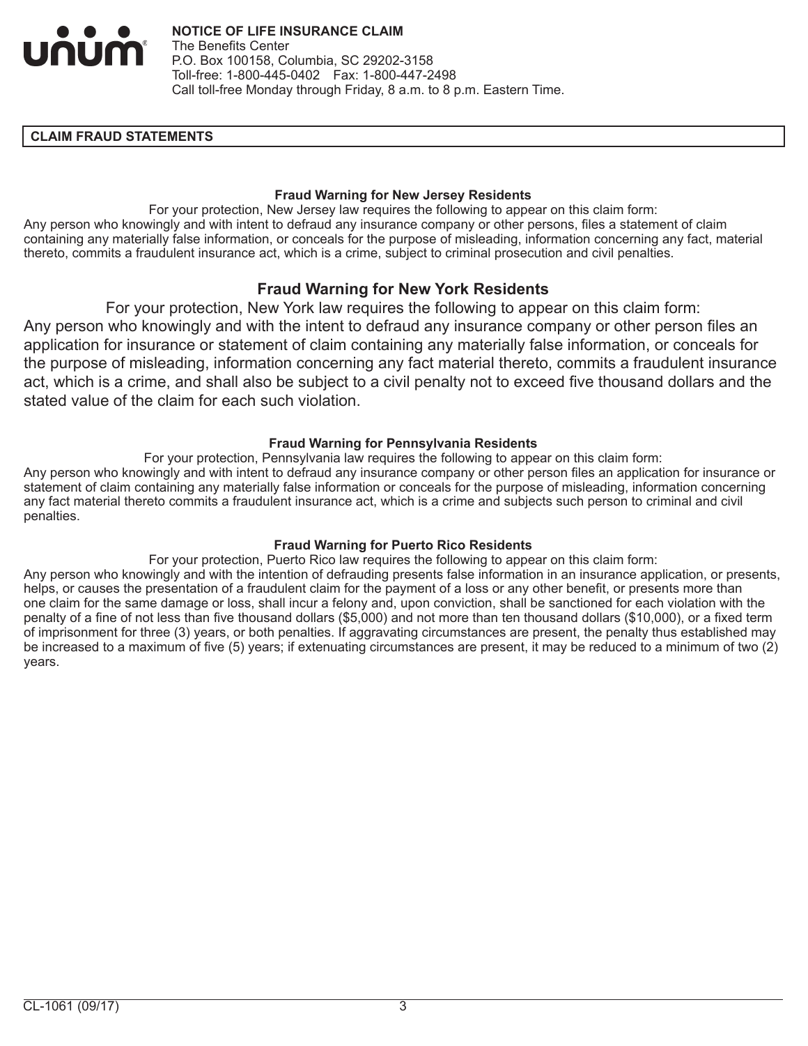**NOTICE OF LIFE INSURANCE CLAIM**
The Benefits Center
P.O. Box 100158, Columbia, SC 29202-3158
Toll-free: 1-800-445-0402 Fax: 1-800-447-2498
Call toll-free Monday through Friday, 8 a.m. to 8 p.m. Eastern Time.

## CLAIM FRAUD STATEMENTS

### Fraud Warning for New Jersey Residents

For your protection, New Jersey law requires the following to appear on this claim form:
Any person who knowingly and with intent to defraud any insurance company or other persons, files a statement of claim containing any materially false information, or conceals for the purpose of misleading, information concerning any fact, material thereto, commits a fraudulent insurance act, which is a crime, subject to criminal prosecution and civil penalties.

### Fraud Warning for New York Residents

For your protection, New York law requires the following to appear on this claim form:
Any person who knowingly and with the intent to defraud any insurance company or other person files an application for insurance or statement of claim containing any materially false information, or conceals for the purpose of misleading, information concerning any fact material thereto, commits a fraudulent insurance act, which is a crime, and shall also be subject to a civil penalty not to exceed five thousand dollars and the stated value of the claim for each such violation.

### Fraud Warning for Pennsylvania Residents

For your protection, Pennsylvania law requires the following to appear on this claim form:
Any person who knowingly and with intent to defraud any insurance company or other person files an application for insurance or statement of claim containing any materially false information or conceals for the purpose of misleading, information concerning any fact material thereto commits a fraudulent insurance act, which is a crime and subjects such person to criminal and civil penalties.

### Fraud Warning for Puerto Rico Residents

For your protection, Puerto Rico law requires the following to appear on this claim form:
Any person who knowingly and with the intention of defrauding presents false information in an insurance application, or presents, helps, or causes the presentation of a fraudulent claim for the payment of a loss or any other benefit, or presents more than one claim for the same damage or loss, shall incur a felony and, upon conviction, shall be sanctioned for each violation with the penalty of a fine of not less than five thousand dollars ($5,000) and not more than ten thousand dollars ($10,000), or a fixed term of imprisonment for three (3) years, or both penalties. If aggravating circumstances are present, the penalty thus established may be increased to a maximum of five (5) years; if extenuating circumstances are present, it may be reduced to a minimum of two (2) years.

CL-1061 (09/17)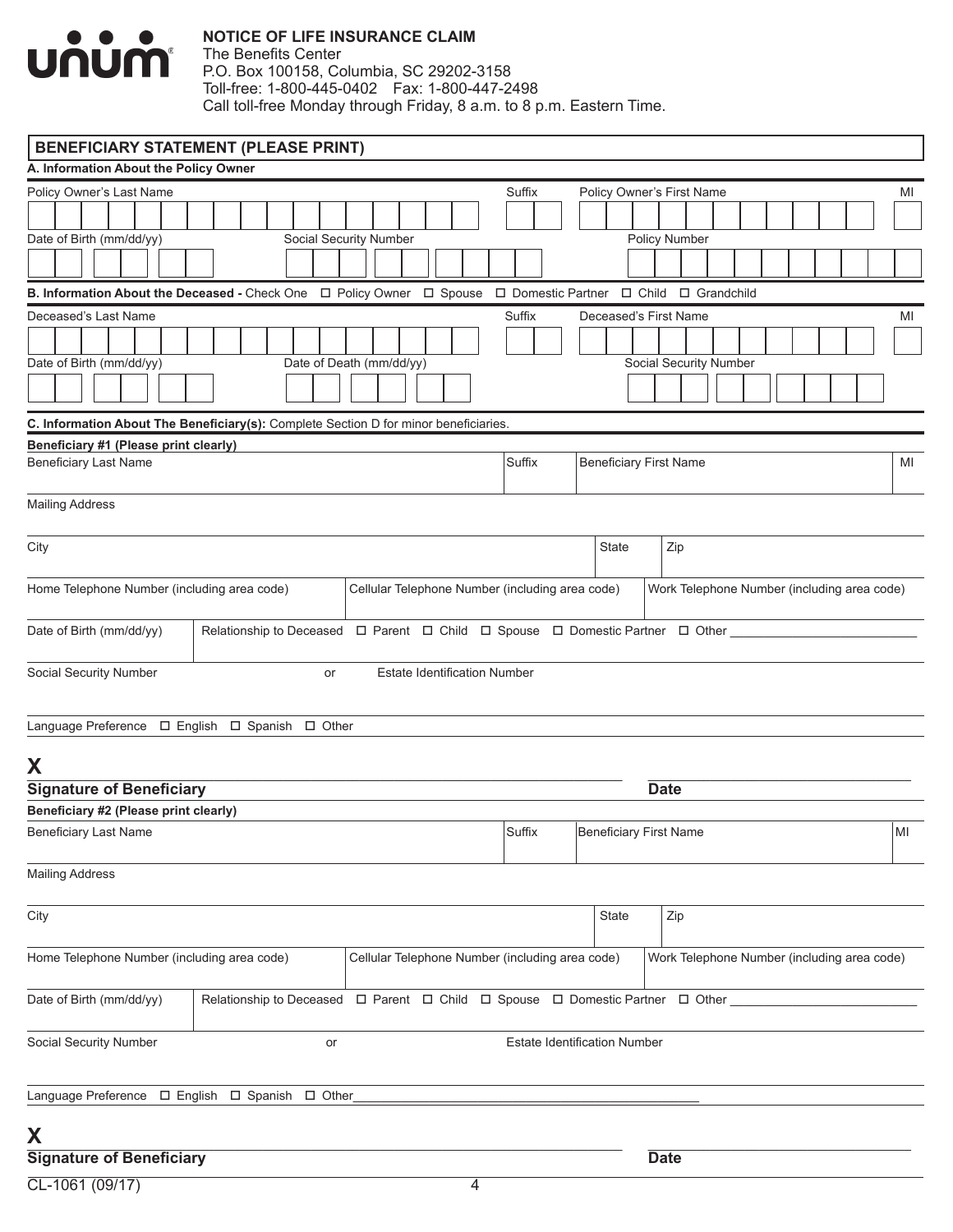**unum**

**NOTICE OF LIFE INSURANCE CLAIM**
The Benefits Center
P.O. Box 100158, Columbia, SC 29202-3158
Toll-free: 1-800-445-0402 Fax: 1-800-447-2498
Call toll-free Monday through Friday, 8 a.m. to 8 p.m. Eastern Time.

## BENEFICIARY STATEMENT (PLEASE PRINT)

### A. Information About the Policy Owner

| Policy Owner's Last Name | Suffix | Policy Owner's First Name | MI |
|---|---|---|---|
| | | | |

| Date of Birth (mm/dd/yy) | Social Security Number | Policy Number |
|---|---|---|
| | | |

### B. Information About the Deceased - Check One ☐ Policy Owner ☐ Spouse ☐ Domestic Partner ☐ Child ☐ Grandchild

| Deceased's Last Name | Suffix | Deceased's First Name | MI |
|---|---|---|---|
| | | | |

| Date of Birth (mm/dd/yy) | Date of Death (mm/dd/yy) | Social Security Number |
|---|---|---|
| | | |

### C. Information About The Beneficiary(s): Complete Section D for minor beneficiaries.

**Beneficiary #1 (Please print clearly)**

| Beneficiary Last Name | Suffix | Beneficiary First Name | MI |
|---|---|---|---|
| | | | |

Mailing Address

| City | State | Zip |
|---|---|---|
| | | |

| Home Telephone Number (including area code) | Cellular Telephone Number (including area code) | Work Telephone Number (including area code) |
|---|---|---|
| | | |

Date of Birth (mm/dd/yy) | Relationship to Deceased ☐ Parent ☐ Child ☐ Spouse ☐ Domestic Partner ☐ Other ______________

Social Security Number or Estate Identification Number

Language Preference ☐ English ☐ Spanish ☐ Other

**X** ______________________________ ______________
**Signature of Beneficiary** **Date**

**Beneficiary #2 (Please print clearly)**

| Beneficiary Last Name | Suffix | Beneficiary First Name | MI |
|---|---|---|---|
| | | | |

Mailing Address

| City | State | Zip |
|---|---|---|
| | | |

| Home Telephone Number (including area code) | Cellular Telephone Number (including area code) | Work Telephone Number (including area code) |
|---|---|---|
| | | |

Date of Birth (mm/dd/yy) | Relationship to Deceased ☐ Parent ☐ Child ☐ Spouse ☐ Domestic Partner ☐ Other ______________

Social Security Number or Estate Identification Number

Language Preference ☐ English ☐ Spanish ☐ Other______________

**X** ______________________________ ______________
**Signature of Beneficiary** **Date**

CL-1061 (09/17)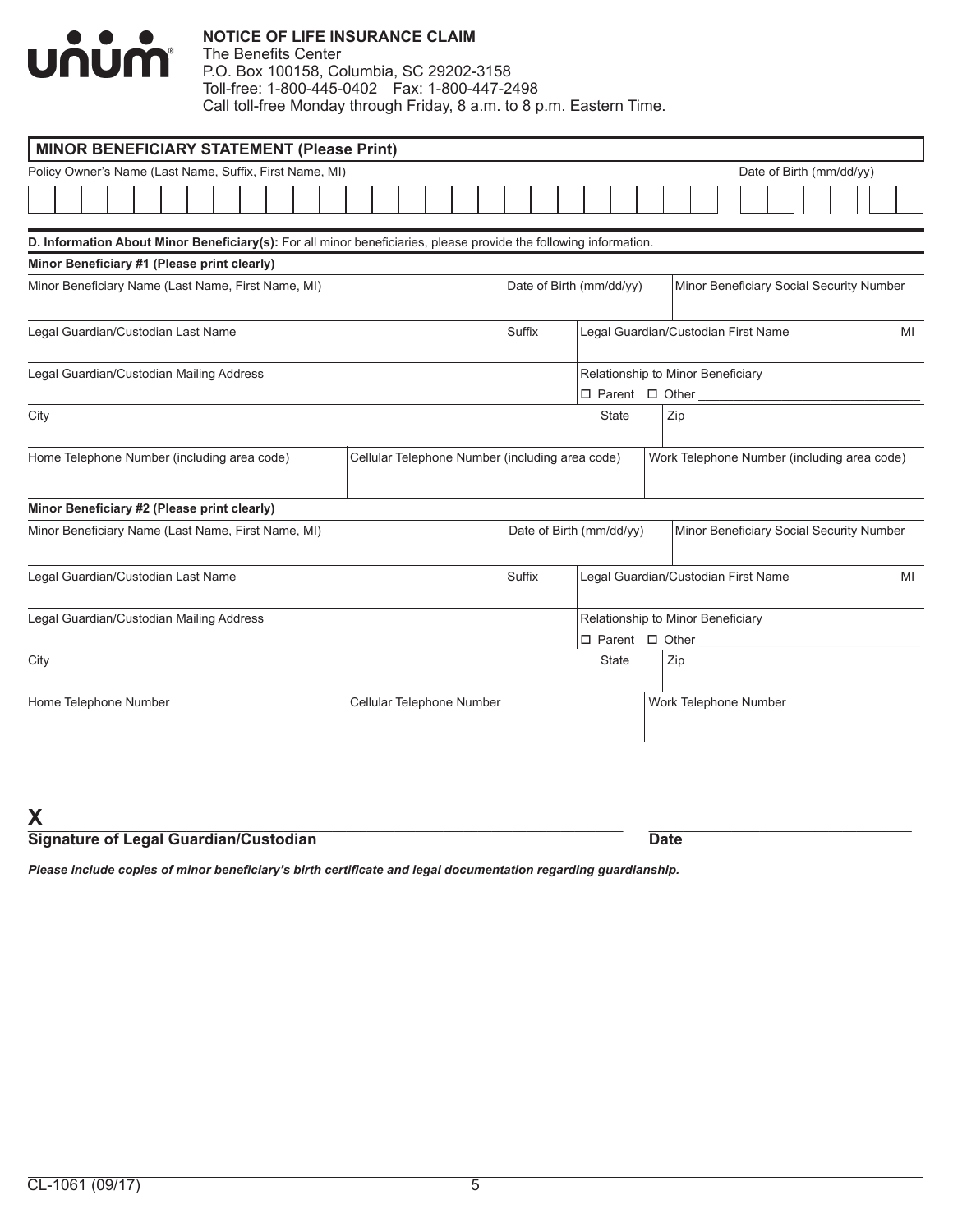**unum**

**NOTICE OF LIFE INSURANCE CLAIM**
The Benefits Center
P.O. Box 100158, Columbia, SC 29202-3158
Toll-free: 1-800-445-0402 Fax: 1-800-447-2498
Call toll-free Monday through Friday, 8 a.m. to 8 p.m. Eastern Time.

## MINOR BENEFICIARY STATEMENT (Please Print)

| Policy Owner's Name (Last Name, Suffix, First Name, MI) | Date of Birth (mm/dd/yy) |
|---|---|
| | |

**D. Information About Minor Beneficiary(s):** For all minor beneficiaries, please provide the following information.

**Minor Beneficiary #1 (Please print clearly)**

| Minor Beneficiary Name (Last Name, First Name, MI) | Date of Birth (mm/dd/yy) | Minor Beneficiary Social Security Number |
|---|---|---|
| | | |

| Legal Guardian/Custodian Last Name | Suffix | Legal Guardian/Custodian First Name | MI |
|---|---|---|---|
| | | | |

| Legal Guardian/Custodian Mailing Address | Relationship to Minor Beneficiary ☐ Parent ☐ Other ______ |
|---|---|
| | |

| City | State | Zip |
|---|---|---|
| | | |

| Home Telephone Number (including area code) | Cellular Telephone Number (including area code) | Work Telephone Number (including area code) |
|---|---|---|
| | | |

**Minor Beneficiary #2 (Please print clearly)**

| Minor Beneficiary Name (Last Name, First Name, MI) | Date of Birth (mm/dd/yy) | Minor Beneficiary Social Security Number |
|---|---|---|
| | | |

| Legal Guardian/Custodian Last Name | Suffix | Legal Guardian/Custodian First Name | MI |
|---|---|---|---|
| | | | |

| Legal Guardian/Custodian Mailing Address | Relationship to Minor Beneficiary ☐ Parent ☐ Other ______ |
|---|---|
| | |

| City | State | Zip |
|---|---|---|
| | | |

| Home Telephone Number | Cellular Telephone Number | Work Telephone Number |
|---|---|---|
| | | |

**X** ______________________________________________ ______________________
**Signature of Legal Guardian/Custodian** **Date**

***Please include copies of minor beneficiary's birth certificate and legal documentation regarding guardianship.***

CL-1061 (09/17)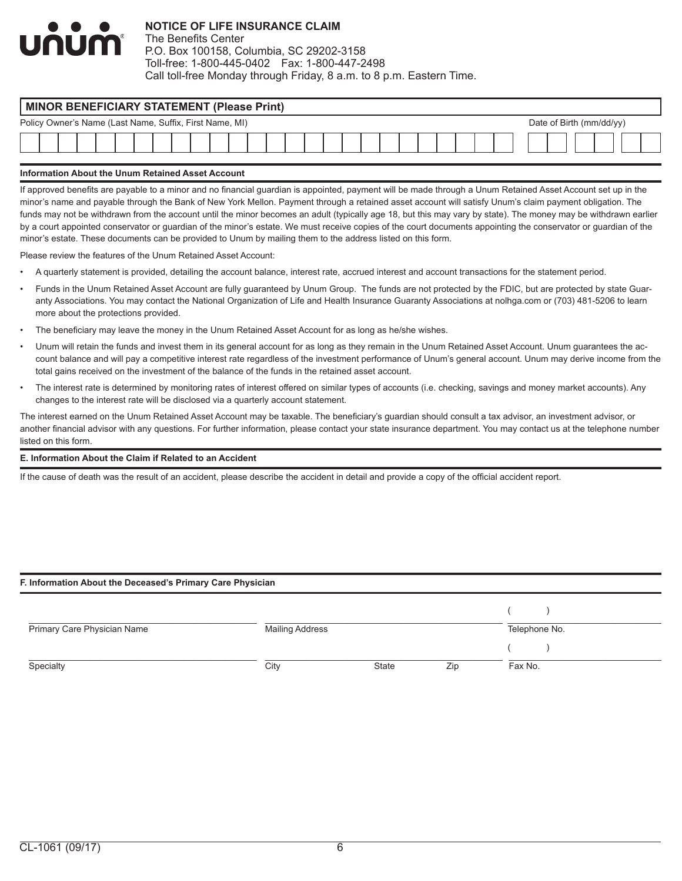**unum**

**NOTICE OF LIFE INSURANCE CLAIM**
The Benefits Center
P.O. Box 100158, Columbia, SC 29202-3158
Toll-free: 1-800-445-0402 Fax: 1-800-447-2498
Call toll-free Monday through Friday, 8 a.m. to 8 p.m. Eastern Time.

## MINOR BENEFICIARY STATEMENT (Please Print)

| Policy Owner's Name (Last Name, Suffix, First Name, MI) | Date of Birth (mm/dd/yy) |
|---|---|
| | |

### Information About the Unum Retained Asset Account

If approved benefits are payable to a minor and no financial guardian is appointed, payment will be made through a Unum Retained Asset Account set up in the minor's name and payable through the Bank of New York Mellon. Payment through a retained asset account will satisfy Unum's claim payment obligation. The funds may not be withdrawn from the account until the minor becomes an adult (typically age 18, but this may vary by state). The money may be withdrawn earlier by a court appointed conservator or guardian of the minor's estate. We must receive copies of the court documents appointing the conservator or guardian of the minor's estate. These documents can be provided to Unum by mailing them to the address listed on this form.

Please review the features of the Unum Retained Asset Account:

- A quarterly statement is provided, detailing the account balance, interest rate, accrued interest and account transactions for the statement period.
- Funds in the Unum Retained Asset Account are fully guaranteed by Unum Group. The funds are not protected by the FDIC, but are protected by state Guaranty Associations. You may contact the National Organization of Life and Health Insurance Guaranty Associations at nolhga.com or (703) 481-5206 to learn more about the protections provided.
- The beneficiary may leave the money in the Unum Retained Asset Account for as long as he/she wishes.
- Unum will retain the funds and invest them in its general account for as long as they remain in the Unum Retained Asset Account. Unum guarantees the account balance and will pay a competitive interest rate regardless of the investment performance of Unum's general account. Unum may derive income from the total gains received on the investment of the balance of the funds in the retained asset account.
- The interest rate is determined by monitoring rates of interest offered on similar types of accounts (i.e. checking, savings and money market accounts). Any changes to the interest rate will be disclosed via a quarterly account statement.

The interest earned on the Unum Retained Asset Account may be taxable. The beneficiary's guardian should consult a tax advisor, an investment advisor, or another financial advisor with any questions. For further information, please contact your state insurance department. You may contact us at the telephone number listed on this form.

### E. Information About the Claim if Related to an Accident

If the cause of death was the result of an accident, please describe the accident in detail and provide a copy of the official accident report.

### F. Information About the Deceased's Primary Care Physician

Primary Care Physician Name: ____________________ Mailing Address: ____________________ Telephone No.: (    ) ____________

Specialty: ____________________ City: ____________ State: ______ Zip: ______ Fax No.: (    ) ____________

CL-1061 (09/17)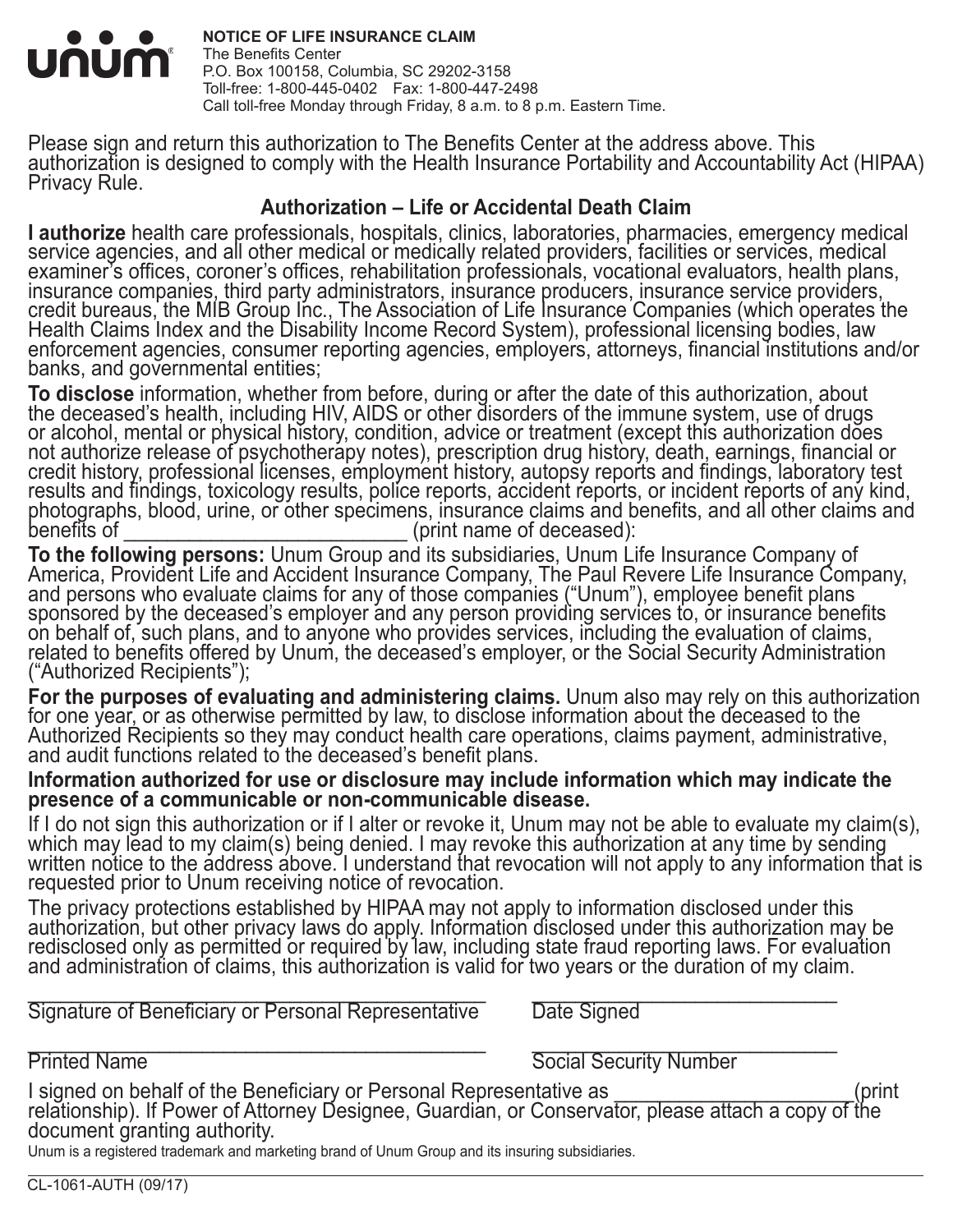**unum**

**NOTICE OF LIFE INSURANCE CLAIM**
The Benefits Center
P.O. Box 100158, Columbia, SC 29202-3158
Toll-free: 1-800-445-0402 Fax: 1-800-447-2498
Call toll-free Monday through Friday, 8 a.m. to 8 p.m. Eastern Time.

Please sign and return this authorization to The Benefits Center at the address above. This authorization is designed to comply with the Health Insurance Portability and Accountability Act (HIPAA) Privacy Rule.

## Authorization – Life or Accidental Death Claim

**I authorize** health care professionals, hospitals, clinics, laboratories, pharmacies, emergency medical service agencies, and all other medical or medically related providers, facilities or services, medical examiner's offices, coroner's offices, rehabilitation professionals, vocational evaluators, health plans, insurance companies, third party administrators, insurance producers, insurance service providers, credit bureaus, the MIB Group Inc., The Association of Life Insurance Companies (which operates the Health Claims Index and the Disability Income Record System), professional licensing bodies, law enforcement agencies, consumer reporting agencies, employers, attorneys, financial institutions and/or banks, and governmental entities;

**To disclose** information, whether from before, during or after the date of this authorization, about the deceased's health, including HIV, AIDS or other disorders of the immune system, use of drugs or alcohol, mental or physical history, condition, advice or treatment (except this authorization does not authorize release of psychotherapy notes), prescription drug history, death, earnings, financial or credit history, professional licenses, employment history, autopsy reports and findings, laboratory test results and findings, toxicology results, police reports, accident reports, or incident reports of any kind, photographs, blood, urine, or other specimens, insurance claims and benefits, and all other claims and benefits of ___________________________ (print name of deceased):

**To the following persons:** Unum Group and its subsidiaries, Unum Life Insurance Company of America, Provident Life and Accident Insurance Company, The Paul Revere Life Insurance Company, and persons who evaluate claims for any of those companies ("Unum"), employee benefit plans sponsored by the deceased's employer and any person providing services to, or insurance benefits on behalf of, such plans, and to anyone who provides services, including the evaluation of claims, related to benefits offered by Unum, the deceased's employer, or the Social Security Administration ("Authorized Recipients");

**For the purposes of evaluating and administering claims.** Unum also may rely on this authorization for one year, or as otherwise permitted by law, to disclose information about the deceased to the Authorized Recipients so they may conduct health care operations, claims payment, administrative, and audit functions related to the deceased's benefit plans.

**Information authorized for use or disclosure may include information which may indicate the presence of a communicable or non-communicable disease.**

If I do not sign this authorization or if I alter or revoke it, Unum may not be able to evaluate my claim(s), which may lead to my claim(s) being denied. I may revoke this authorization at any time by sending written notice to the address above. I understand that revocation will not apply to any information that is requested prior to Unum receiving notice of revocation.

The privacy protections established by HIPAA may not apply to information disclosed under this authorization, but other privacy laws do apply. Information disclosed under this authorization may be redisclosed only as permitted or required by law, including state fraud reporting laws. For evaluation and administration of claims, this authorization is valid for two years or the duration of my claim.

_________________________________________ _________________________
Signature of Beneficiary or Personal Representative Date Signed

_________________________________________ _________________________
Printed Name Social Security Number

I signed on behalf of the Beneficiary or Personal Representative as ______________________(print relationship). If Power of Attorney Designee, Guardian, or Conservator, please attach a copy of the document granting authority.

Unum is a registered trademark and marketing brand of Unum Group and its insuring subsidiaries.

CL-1061-AUTH (09/17)